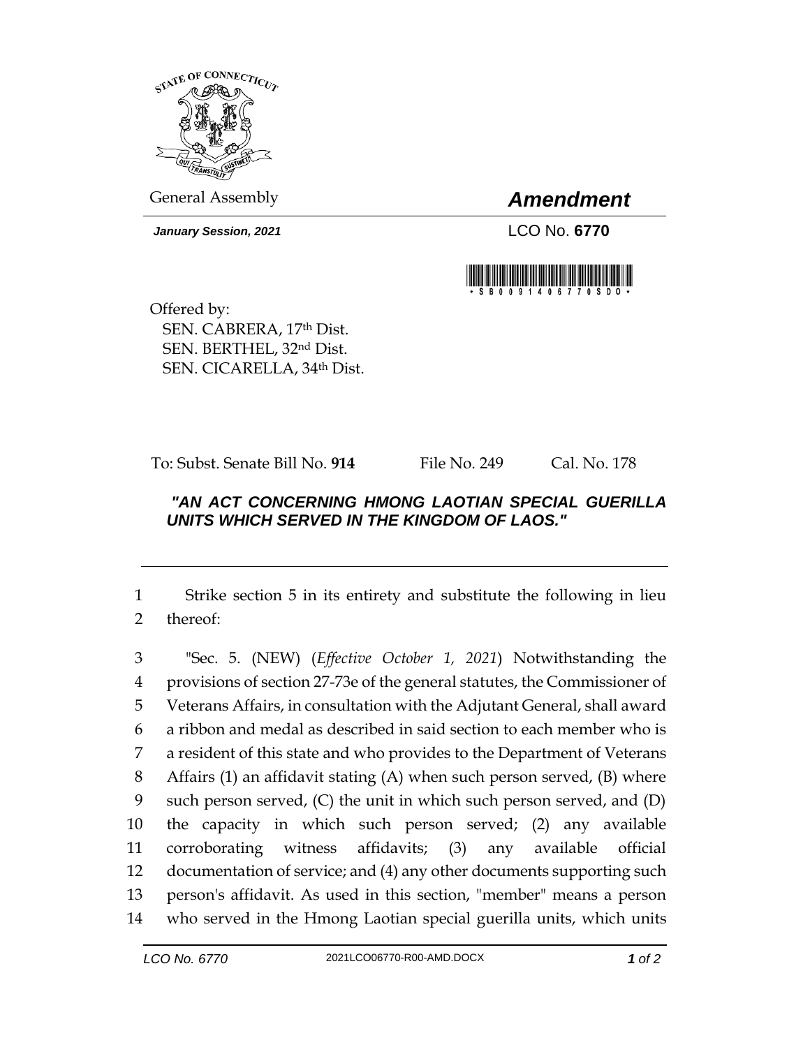General Assembly

# *Amendment*

***January Session, 2021***

LCO No. **6770**

Offered by:
SEN. CABRERA, 17th Dist.
SEN. BERTHEL, 32nd Dist.
SEN. CICARELLA, 34th Dist.

To: Subst. Senate Bill No. **914** File No. 249 Cal. No. 178

***"AN ACT CONCERNING HMONG LAOTIAN SPECIAL GUERILLA UNITS WHICH SERVED IN THE KINGDOM OF LAOS."***

---

1 Strike section 5 in its entirety and substitute the following in lieu
2 thereof:

3 "Sec. 5. (NEW) (*Effective October 1, 2021*) Notwithstanding the
4 provisions of section 27-73e of the general statutes, the Commissioner of
5 Veterans Affairs, in consultation with the Adjutant General, shall award
6 a ribbon and medal as described in said section to each member who is
7 a resident of this state and who provides to the Department of Veterans
8 Affairs (1) an affidavit stating (A) when such person served, (B) where
9 such person served, (C) the unit in which such person served, and (D)
10 the capacity in which such person served; (2) any available
11 corroborating witness affidavits; (3) any available official
12 documentation of service; and (4) any other documents supporting such
13 person's affidavit. As used in this section, "member" means a person
14 who served in the Hmong Laotian special guerilla units, which units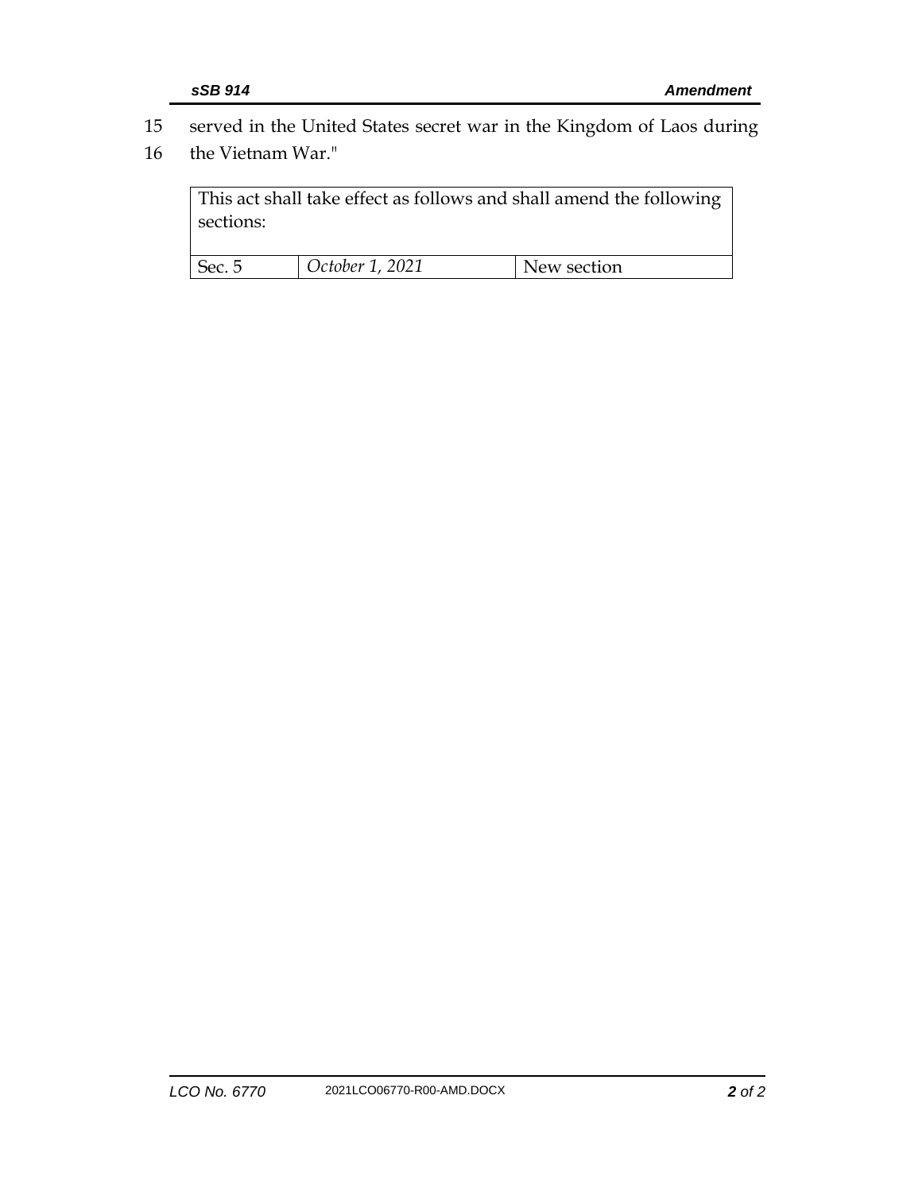15 served in the United States secret war in the Kingdom of Laos during
16 the Vietnam War."

| This act shall take effect as follows and shall amend the following sections: | | |
|---|---|---|
| Sec. 5 | *October 1, 2021* | New section |